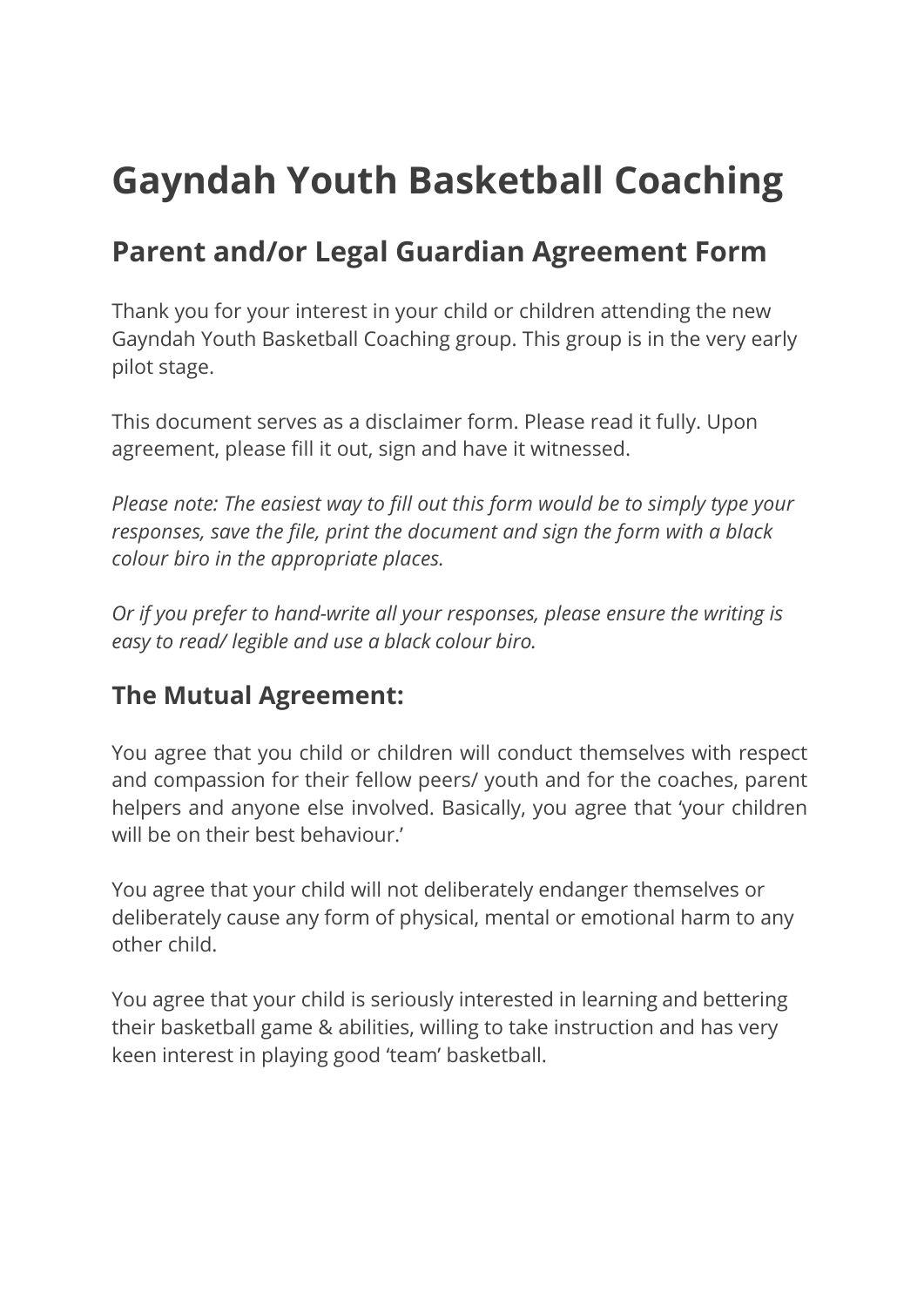# Gayndah Youth Basketball Coaching

## Parent and/or Legal Guardian Agreement Form

Thank you for your interest in your child or children attending the new Gayndah Youth Basketball Coaching group. This group is in the very early pilot stage.

This document serves as a disclaimer form. Please read it fully. Upon agreement, please fill it out, sign and have it witnessed.

*Please note: The easiest way to fill out this form would be to simply type your responses, save the file, print the document and sign the form with a black colour biro in the appropriate places.*

*Or if you prefer to hand-write all your responses, please ensure the writing is easy to read/ legible and use a black colour biro.*

### The Mutual Agreement:

You agree that you child or children will conduct themselves with respect and compassion for their fellow peers/ youth and for the coaches, parent helpers and anyone else involved. Basically, you agree that 'your children will be on their best behaviour.'

You agree that your child will not deliberately endanger themselves or deliberately cause any form of physical, mental or emotional harm to any other child.

You agree that your child is seriously interested in learning and bettering their basketball game & abilities, willing to take instruction and has very keen interest in playing good 'team' basketball.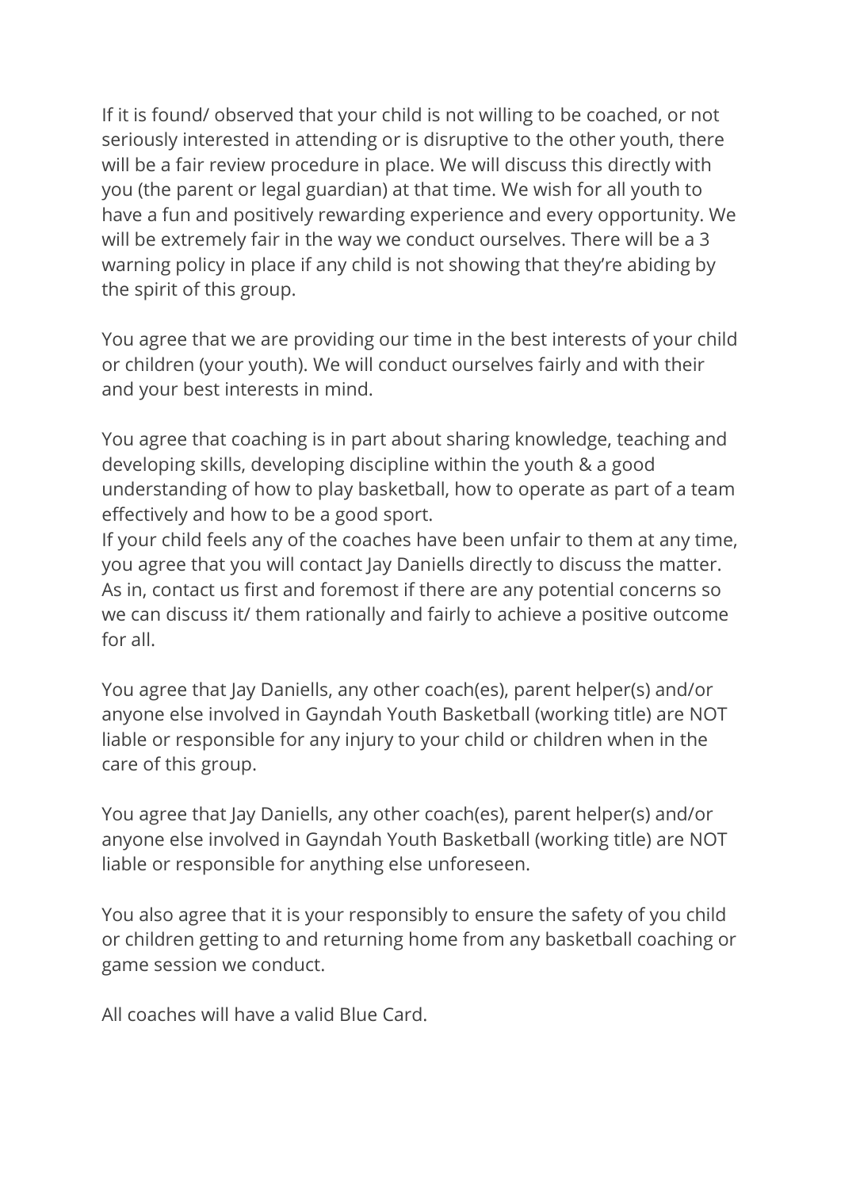If it is found/ observed that your child is not willing to be coached, or not seriously interested in attending or is disruptive to the other youth, there will be a fair review procedure in place. We will discuss this directly with you (the parent or legal guardian) at that time. We wish for all youth to have a fun and positively rewarding experience and every opportunity. We will be extremely fair in the way we conduct ourselves. There will be a 3 warning policy in place if any child is not showing that they're abiding by the spirit of this group.

You agree that we are providing our time in the best interests of your child or children (your youth). We will conduct ourselves fairly and with their and your best interests in mind.

You agree that coaching is in part about sharing knowledge, teaching and developing skills, developing discipline within the youth & a good understanding of how to play basketball, how to operate as part of a team effectively and how to be a good sport.
If your child feels any of the coaches have been unfair to them at any time, you agree that you will contact Jay Daniells directly to discuss the matter. As in, contact us first and foremost if there are any potential concerns so we can discuss it/ them rationally and fairly to achieve a positive outcome for all.

You agree that Jay Daniells, any other coach(es), parent helper(s) and/or anyone else involved in Gayndah Youth Basketball (working title) are NOT liable or responsible for any injury to your child or children when in the care of this group.

You agree that Jay Daniells, any other coach(es), parent helper(s) and/or anyone else involved in Gayndah Youth Basketball (working title) are NOT liable or responsible for anything else unforeseen.

You also agree that it is your responsibly to ensure the safety of you child or children getting to and returning home from any basketball coaching or game session we conduct.

All coaches will have a valid Blue Card.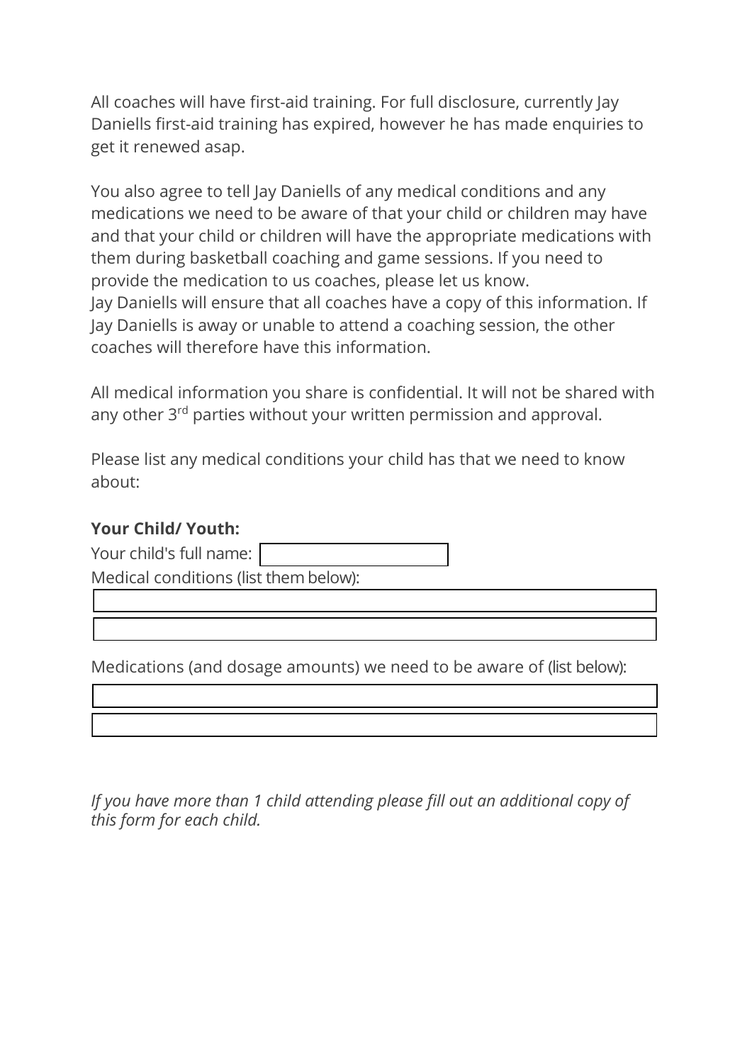All coaches will have first-aid training. For full disclosure, currently Jay Daniells first-aid training has expired, however he has made enquiries to get it renewed asap.

You also agree to tell Jay Daniells of any medical conditions and any medications we need to be aware of that your child or children may have and that your child or children will have the appropriate medications with them during basketball coaching and game sessions. If you need to provide the medication to us coaches, please let us know.
Jay Daniells will ensure that all coaches have a copy of this information. If Jay Daniells is away or unable to attend a coaching session, the other coaches will therefore have this information.

All medical information you share is confidential. It will not be shared with any other 3rd parties without your written permission and approval.

Please list any medical conditions your child has that we need to know about:

**Your Child/ Youth:**

Your child's full name: ____________________

Medical conditions (list them below):

____________________

____________________

Medications (and dosage amounts) we need to be aware of (list below):

____________________

____________________

*If you have more than 1 child attending please fill out an additional copy of this form for each child.*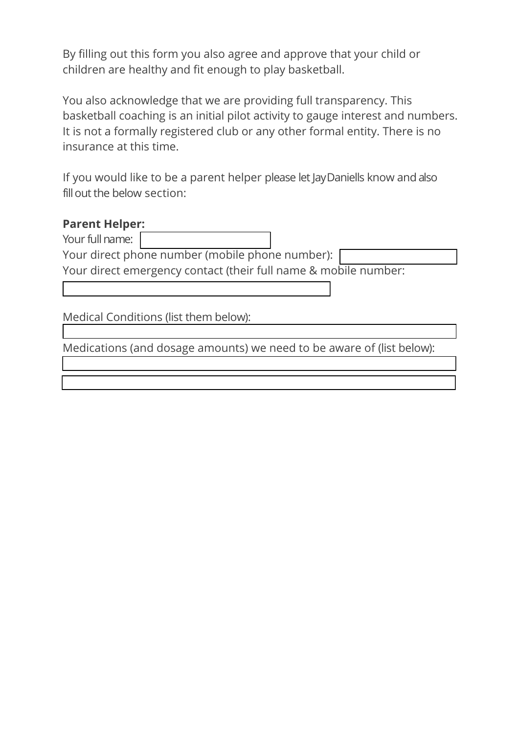By filling out this form you also agree and approve that your child or children are healthy and fit enough to play basketball.

You also acknowledge that we are providing full transparency. This basketball coaching is an initial pilot activity to gauge interest and numbers. It is not a formally registered club or any other formal entity. There is no insurance at this time.

If you would like to be a parent helper please let Jay Daniells know and also fill out the below section:

**Parent Helper:**

Your full name: ____________________

Your direct phone number (mobile phone number): ____________________

Your direct emergency contact (their full name & mobile number:

____________________

Medical Conditions (list them below):

____________________

Medications (and dosage amounts) we need to be aware of (list below):

____________________

____________________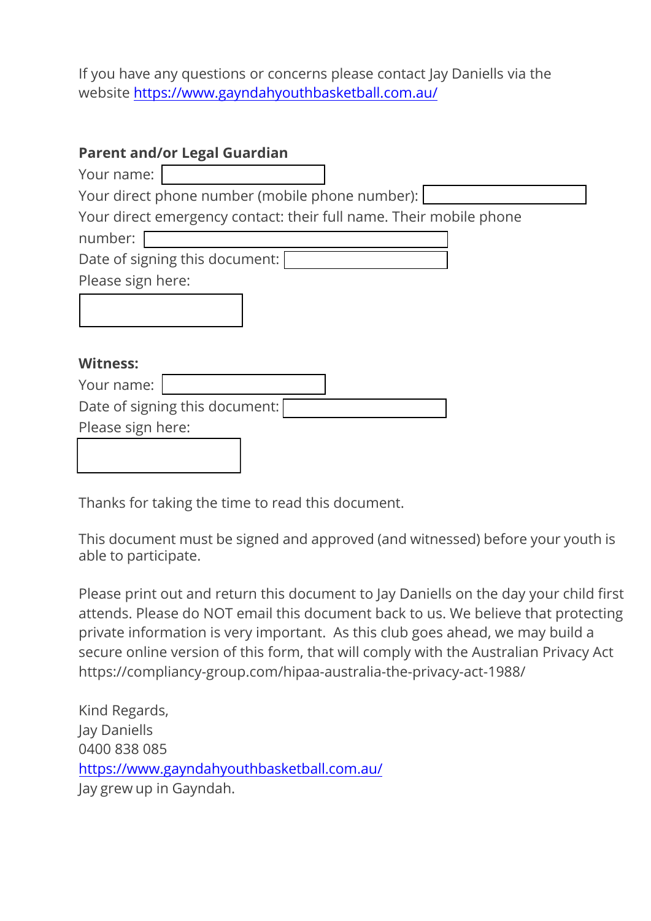If you have any questions or concerns please contact Jay Daniells via the website https://www.gayndahyouthbasketball.com.au/

**Parent and/or Legal Guardian**

Your name:

Your direct phone number (mobile phone number):

Your direct emergency contact: their full name. Their mobile phone number:

Date of signing this document:

Please sign here:

**Witness:**

Your name:

Date of signing this document:

Please sign here:

Thanks for taking the time to read this document.

This document must be signed and approved (and witnessed) before your youth is able to participate.

Please print out and return this document to Jay Daniells on the day your child first attends. Please do NOT email this document back to us. We believe that protecting private information is very important. As this club goes ahead, we may build a secure online version of this form, that will comply with the Australian Privacy Act https://compliancy-group.com/hipaa-australia-the-privacy-act-1988/

Kind Regards,
Jay Daniells
0400 838 085
https://www.gayndahyouthbasketball.com.au/
Jay grew up in Gayndah.